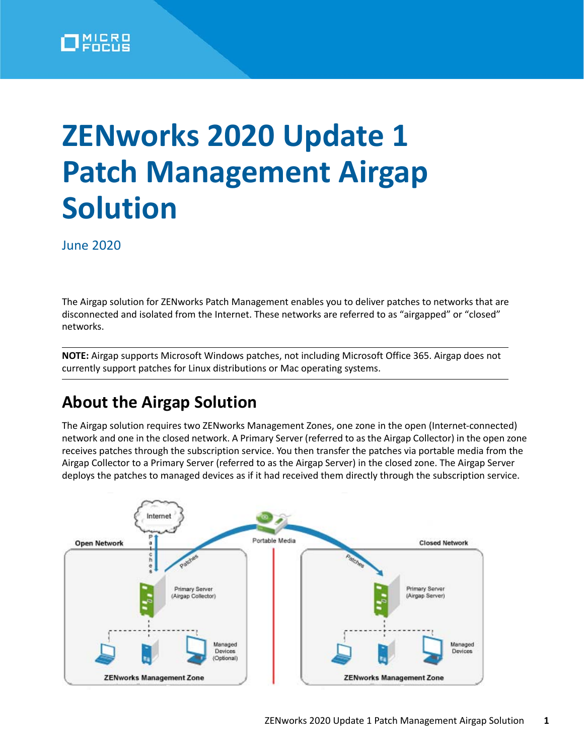# ZENworks 2020 Update 1 Patch Management Airgap Solution

June 2020

The Airgap solution for ZENworks Patch Management enables you to deliver patches to networks that are disconnected and isolated from the Internet. These networks are referred to as "airgapped" or "closed" networks.

**NOTE:** Airgap supports Microsoft Windows patches, not including Microsoft Office 365. Airgap does not currently support patches for Linux distributions or Mac operating systems.

## About the Airgap Solution

The Airgap solution requires two ZENworks Management Zones, one zone in the open (Internet-connected) network and one in the closed network. A Primary Server (referred to as the Airgap Collector) in the open zone receives patches through the subscription service. You then transfer the patches via portable media from the Airgap Collector to a Primary Server (referred to as the Airgap Server) in the closed zone. The Airgap Server deploys the patches to managed devices as if it had received them directly through the subscription service.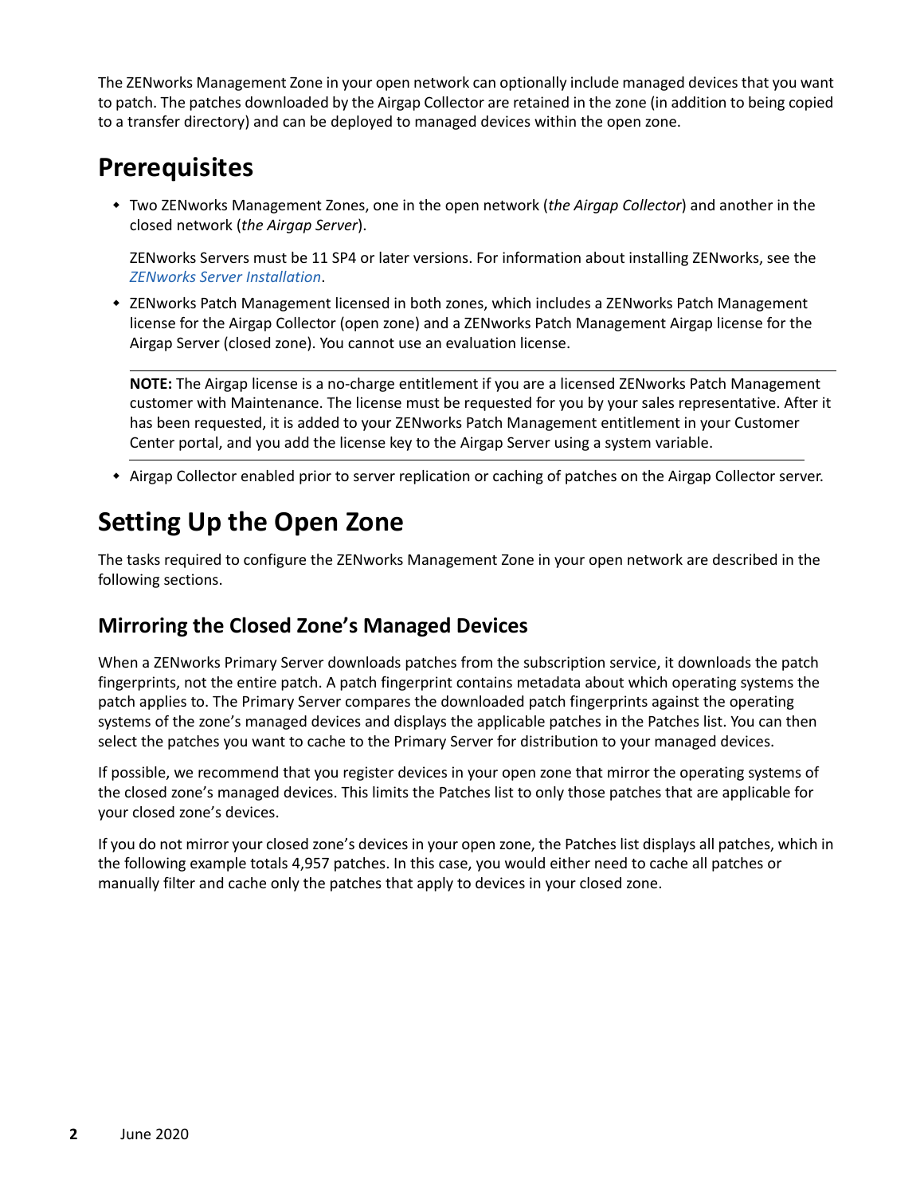The ZENworks Management Zone in your open network can optionally include managed devices that you want to patch. The patches downloaded by the Airgap Collector are retained in the zone (in addition to being copied to a transfer directory) and can be deployed to managed devices within the open zone.

## Prerequisites

- Two ZENworks Management Zones, one in the open network (*the Airgap Collector*) and another in the closed network (*the Airgap Server*).

  ZENworks Servers must be 11 SP4 or later versions. For information about installing ZENworks, see the *ZENworks Server Installation*.

- ZENworks Patch Management licensed in both zones, which includes a ZENworks Patch Management license for the Airgap Collector (open zone) and a ZENworks Patch Management Airgap license for the Airgap Server (closed zone). You cannot use an evaluation license.

  **NOTE:** The Airgap license is a no-charge entitlement if you are a licensed ZENworks Patch Management customer with Maintenance. The license must be requested for you by your sales representative. After it has been requested, it is added to your ZENworks Patch Management entitlement in your Customer Center portal, and you add the license key to the Airgap Server using a system variable.

- Airgap Collector enabled prior to server replication or caching of patches on the Airgap Collector server.

## Setting Up the Open Zone

The tasks required to configure the ZENworks Management Zone in your open network are described in the following sections.

### Mirroring the Closed Zone's Managed Devices

When a ZENworks Primary Server downloads patches from the subscription service, it downloads the patch fingerprints, not the entire patch. A patch fingerprint contains metadata about which operating systems the patch applies to. The Primary Server compares the downloaded patch fingerprints against the operating systems of the zone's managed devices and displays the applicable patches in the Patches list. You can then select the patches you want to cache to the Primary Server for distribution to your managed devices.

If possible, we recommend that you register devices in your open zone that mirror the operating systems of the closed zone's managed devices. This limits the Patches list to only those patches that are applicable for your closed zone's devices.

If you do not mirror your closed zone's devices in your open zone, the Patches list displays all patches, which in the following example totals 4,957 patches. In this case, you would either need to cache all patches or manually filter and cache only the patches that apply to devices in your closed zone.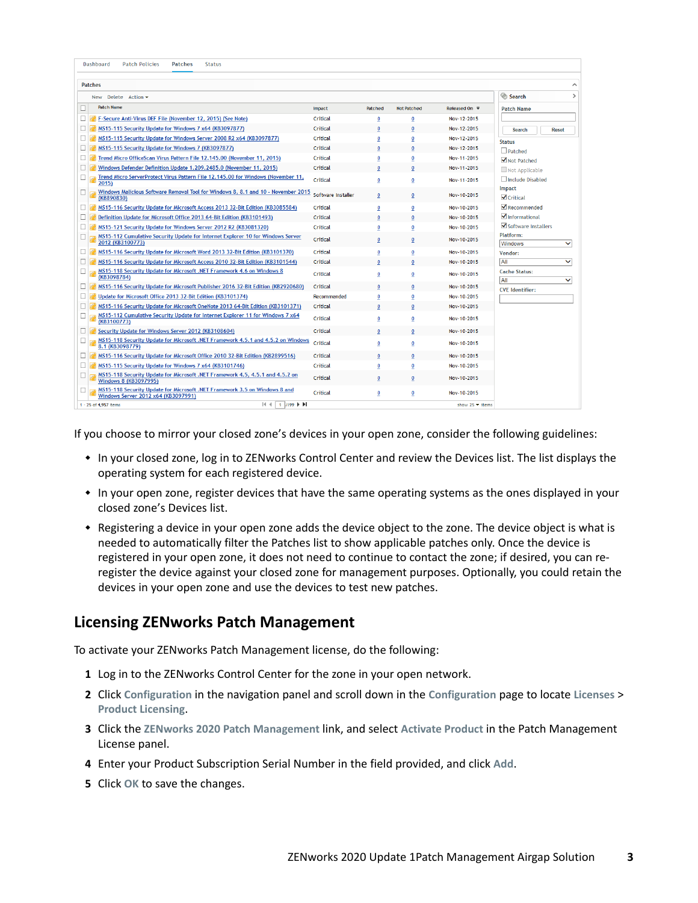If you choose to mirror your closed zone's devices in your open zone, consider the following guidelines:

- In your closed zone, log in to ZENworks Control Center and review the Devices list. The list displays the operating system for each registered device.
- In your open zone, register devices that have the same operating systems as the ones displayed in your closed zone's Devices list.
- Registering a device in your open zone adds the device object to the zone. The device object is what is needed to automatically filter the Patches list to show applicable patches only. Once the device is registered in your open zone, it does not need to continue to contact the zone; if desired, you can re-register the device against your closed zone for management purposes. Optionally, you could retain the devices in your open zone and use the devices to test new patches.

## Licensing ZENworks Patch Management

To activate your ZENworks Patch Management license, do the following:

1. Log in to the ZENworks Control Center for the zone in your open network.
2. Click **Configuration** in the navigation panel and scroll down in the **Configuration** page to locate **Licenses** > **Product Licensing**.
3. Click the **ZENworks 2020 Patch Management** link, and select **Activate Product** in the Patch Management License panel.
4. Enter your Product Subscription Serial Number in the field provided, and click **Add**.
5. Click **OK** to save the changes.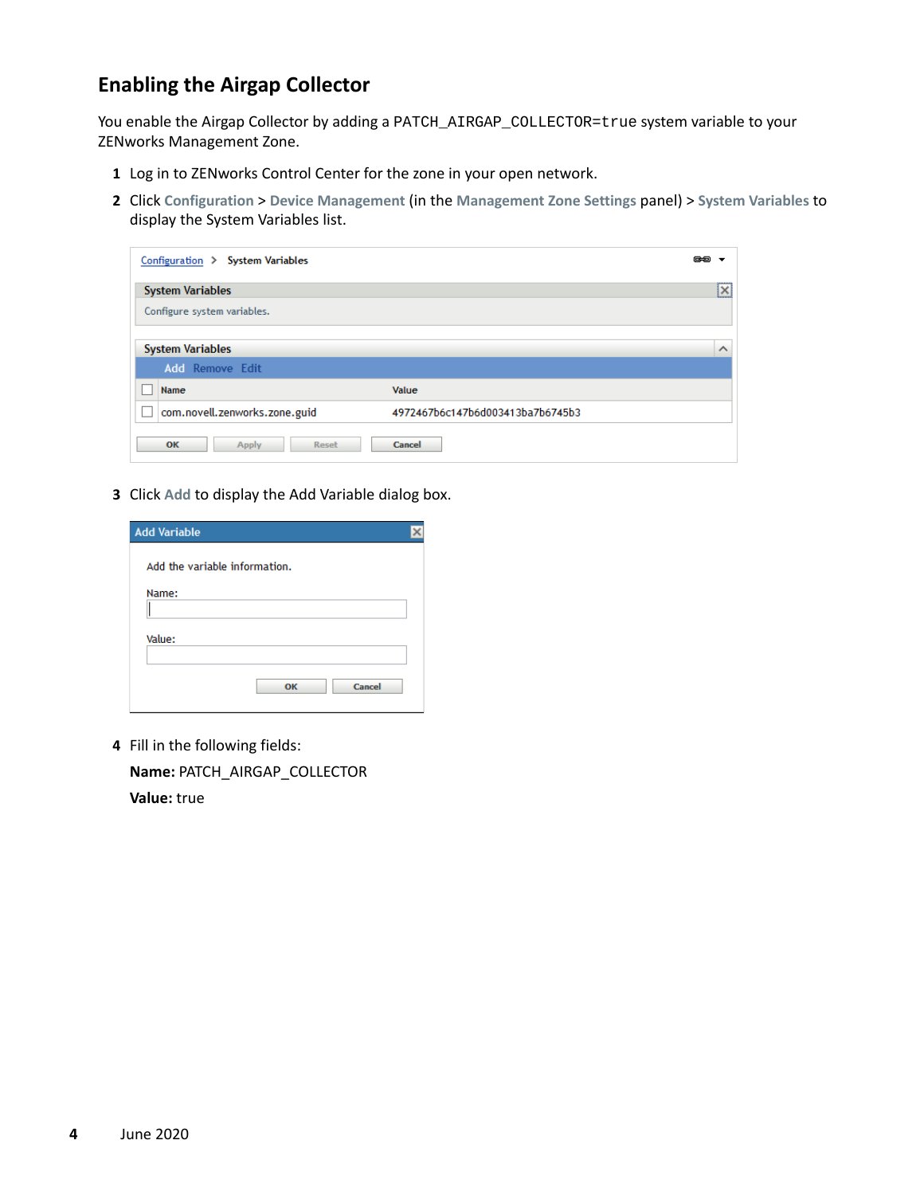## Enabling the Airgap Collector

You enable the Airgap Collector by adding a `PATCH_AIRGAP_COLLECTOR=true` system variable to your ZENworks Management Zone.

1. Log in to ZENworks Control Center for the zone in your open network.
2. Click **Configuration** > **Device Management** (in the **Management Zone Settings** panel) > **System Variables** to display the System Variables list.
3. Click **Add** to display the Add Variable dialog box.
4. Fill in the following fields:

   **Name:** PATCH_AIRGAP_COLLECTOR

   **Value:** true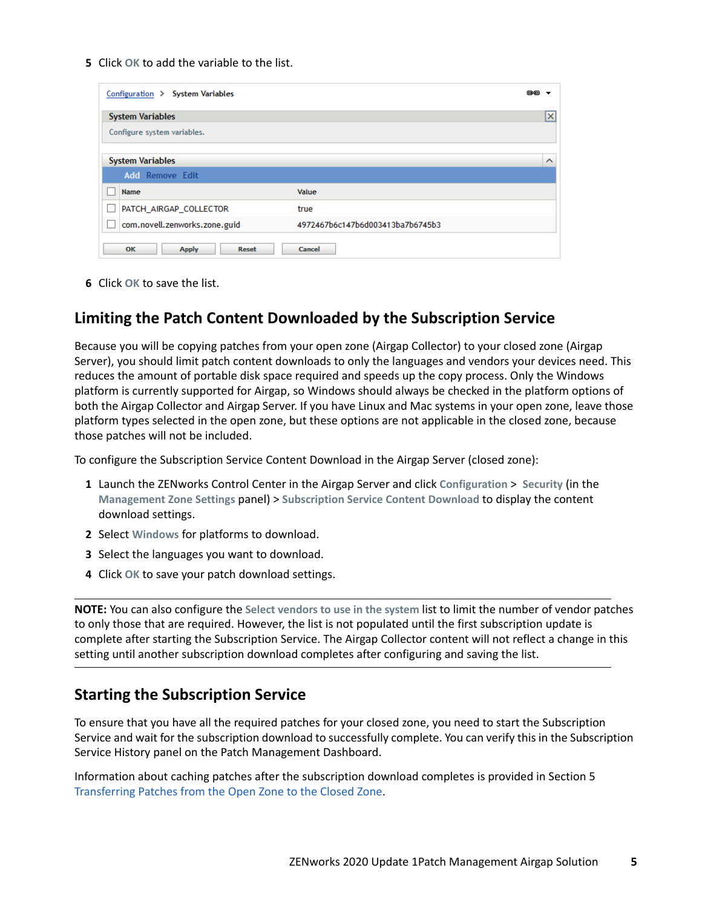5 Click **OK** to add the variable to the list.

Configuration > System Variables

**System Variables**

Configure system variables.

**System Variables**

Add Remove Edit

| Name | Value |
| --- | --- |
| PATCH_AIRGAP_COLLECTOR | true |
| com.novell.zenworks.zone.guid | 4972467b6c147b6d003413ba7b6745b3 |

OK Apply Reset Cancel

6 Click **OK** to save the list.

## Limiting the Patch Content Downloaded by the Subscription Service

Because you will be copying patches from your open zone (Airgap Collector) to your closed zone (Airgap Server), you should limit patch content downloads to only the languages and vendors your devices need. This reduces the amount of portable disk space required and speeds up the copy process. Only the Windows platform is currently supported for Airgap, so Windows should always be checked in the platform options of both the Airgap Collector and Airgap Server. If you have Linux and Mac systems in your open zone, leave those platform types selected in the open zone, but these options are not applicable in the closed zone, because those patches will not be included.

To configure the Subscription Service Content Download in the Airgap Server (closed zone):

1. Launch the ZENworks Control Center in the Airgap Server and click **Configuration** > **Security** (in the **Management Zone Settings** panel) > **Subscription Service Content Download** to display the content download settings.
2. Select **Windows** for platforms to download.
3. Select the languages you want to download.
4. Click **OK** to save your patch download settings.

---

**NOTE:** You can also configure the **Select vendors to use in the system** list to limit the number of vendor patches to only those that are required. However, the list is not populated until the first subscription update is complete after starting the Subscription Service. The Airgap Collector content will not reflect a change in this setting until another subscription download completes after configuring and saving the list.

---

## Starting the Subscription Service

To ensure that you have all the required patches for your closed zone, you need to start the Subscription Service and wait for the subscription download to successfully complete. You can verify this in the Subscription Service History panel on the Patch Management Dashboard.

Information about caching patches after the subscription download completes is provided in Section 5 Transferring Patches from the Open Zone to the Closed Zone.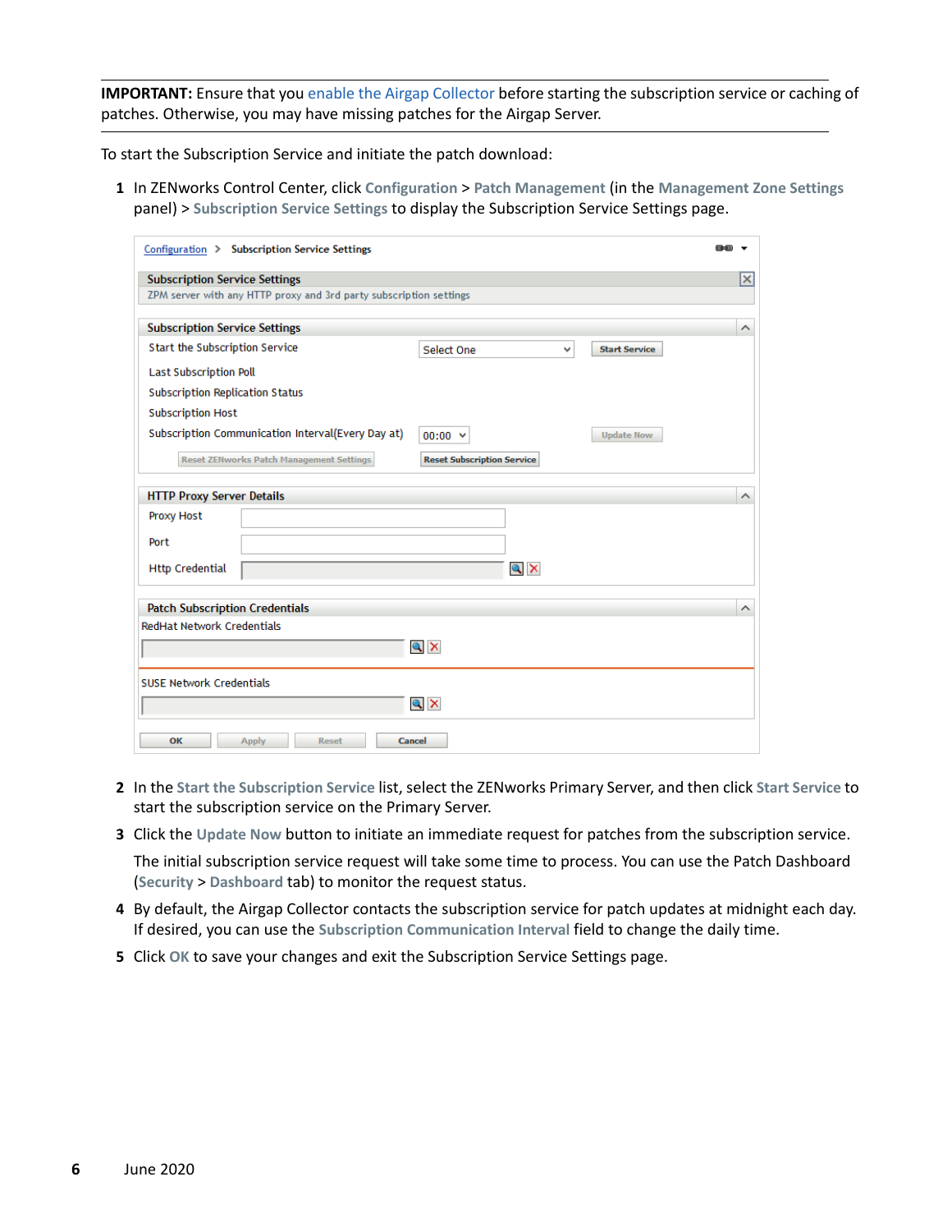**IMPORTANT:** Ensure that you enable the Airgap Collector before starting the subscription service or caching of patches. Otherwise, you may have missing patches for the Airgap Server.

To start the Subscription Service and initiate the patch download:

1. In ZENworks Control Center, click **Configuration** > **Patch Management** (in the **Management Zone Settings** panel) > **Subscription Service Settings** to display the Subscription Service Settings page.

2. In the **Start the Subscription Service** list, select the ZENworks Primary Server, and then click **Start Service** to start the subscription service on the Primary Server.

3. Click the **Update Now** button to initiate an immediate request for patches from the subscription service.

   The initial subscription service request will take some time to process. You can use the Patch Dashboard (**Security** > **Dashboard** tab) to monitor the request status.

4. By default, the Airgap Collector contacts the subscription service for patch updates at midnight each day. If desired, you can use the **Subscription Communication Interval** field to change the daily time.

5. Click **OK** to save your changes and exit the Subscription Service Settings page.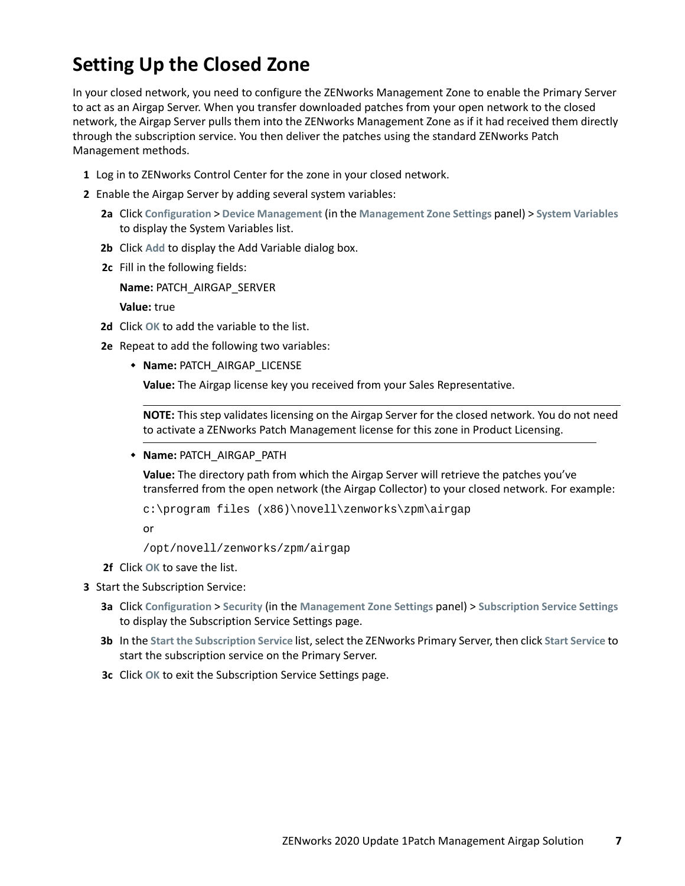## Setting Up the Closed Zone

In your closed network, you need to configure the ZENworks Management Zone to enable the Primary Server to act as an Airgap Server. When you transfer downloaded patches from your open network to the closed network, the Airgap Server pulls them into the ZENworks Management Zone as if it had received them directly through the subscription service. You then deliver the patches using the standard ZENworks Patch Management methods.

1. Log in to ZENworks Control Center for the zone in your closed network.
2. Enable the Airgap Server by adding several system variables:

   **2a** Click **Configuration** > **Device Management** (in the **Management Zone Settings** panel) > **System Variables** to display the System Variables list.

   **2b** Click **Add** to display the Add Variable dialog box.

   **2c** Fill in the following fields:

   **Name:** PATCH_AIRGAP_SERVER

   **Value:** true

   **2d** Click **OK** to add the variable to the list.

   **2e** Repeat to add the following two variables:

   - **Name:** PATCH_AIRGAP_LICENSE

     **Value:** The Airgap license key you received from your Sales Representative.

     ---

     **NOTE:** This step validates licensing on the Airgap Server for the closed network. You do not need to activate a ZENworks Patch Management license for this zone in Product Licensing.

     ---

   - **Name:** PATCH_AIRGAP_PATH

     **Value:** The directory path from which the Airgap Server will retrieve the patches you've transferred from the open network (the Airgap Collector) to your closed network. For example:

     ```
     c:\program files (x86)\novell\zenworks\zpm\airgap
     ```

     or

     ```
     /opt/novell/zenworks/zpm/airgap
     ```

   **2f** Click **OK** to save the list.

3. Start the Subscription Service:

   **3a** Click **Configuration** > **Security** (in the **Management Zone Settings** panel) > **Subscription Service Settings** to display the Subscription Service Settings page.

   **3b** In the **Start the Subscription Service** list, select the ZENworks Primary Server, then click **Start Service** to start the subscription service on the Primary Server.

   **3c** Click **OK** to exit the Subscription Service Settings page.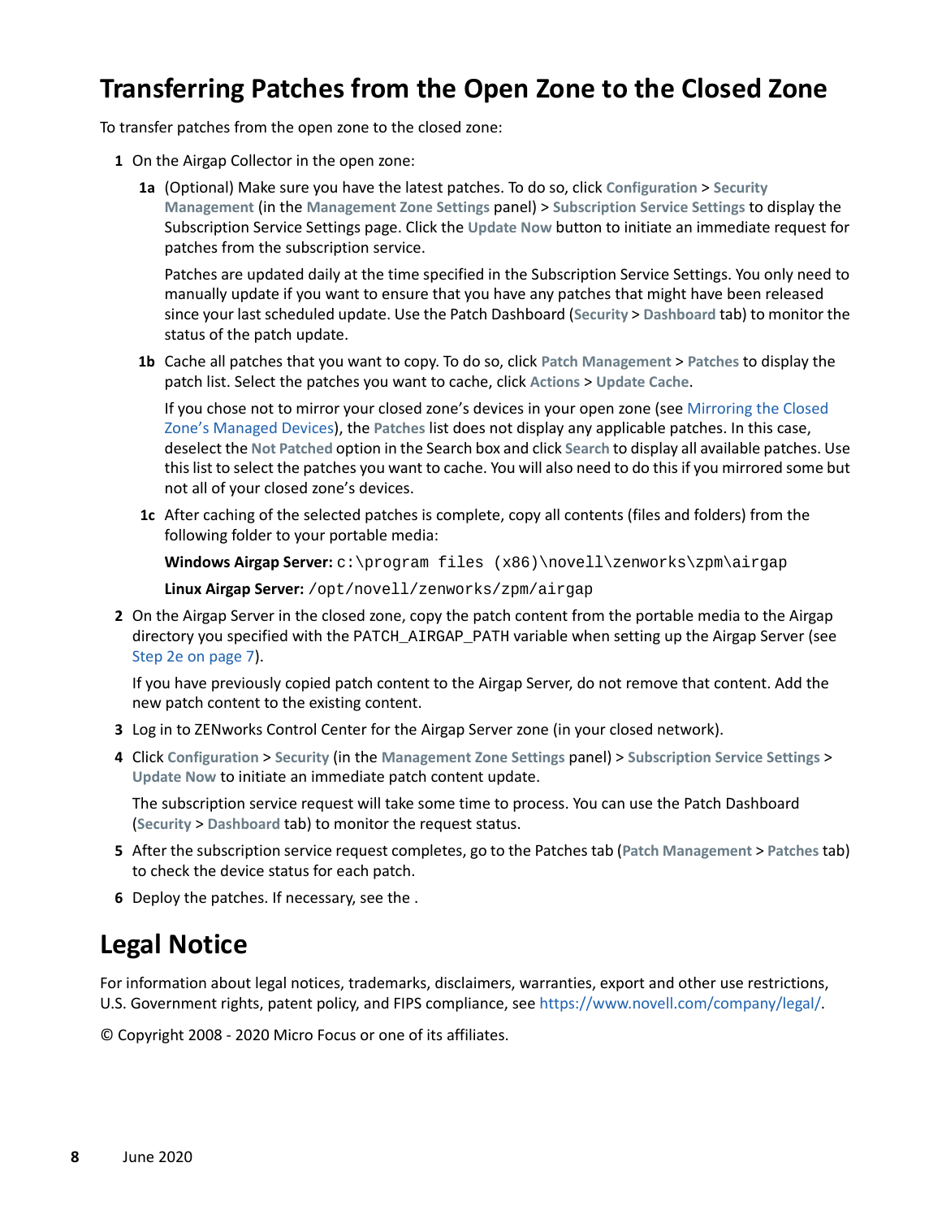## Transferring Patches from the Open Zone to the Closed Zone

To transfer patches from the open zone to the closed zone:

1. On the Airgap Collector in the open zone:

   **1a** (Optional) Make sure you have the latest patches. To do so, click **Configuration** > **Security Management** (in the **Management Zone Settings** panel) > **Subscription Service Settings** to display the Subscription Service Settings page. Click the **Update Now** button to initiate an immediate request for patches from the subscription service.

   Patches are updated daily at the time specified in the Subscription Service Settings. You only need to manually update if you want to ensure that you have any patches that might have been released since your last scheduled update. Use the Patch Dashboard (**Security** > **Dashboard** tab) to monitor the status of the patch update.

   **1b** Cache all patches that you want to copy. To do so, click **Patch Management** > **Patches** to display the patch list. Select the patches you want to cache, click **Actions** > **Update Cache**.

   If you chose not to mirror your closed zone's devices in your open zone (see Mirroring the Closed Zone's Managed Devices), the **Patches** list does not display any applicable patches. In this case, deselect the **Not Patched** option in the Search box and click **Search** to display all available patches. Use this list to select the patches you want to cache. You will also need to do this if you mirrored some but not all of your closed zone's devices.

   **1c** After caching of the selected patches is complete, copy all contents (files and folders) from the following folder to your portable media:

   **Windows Airgap Server:** `c:\program files (x86)\novell\zenworks\zpm\airgap`

   **Linux Airgap Server:** `/opt/novell/zenworks/zpm/airgap`

2. On the Airgap Server in the closed zone, copy the patch content from the portable media to the Airgap directory you specified with the PATCH_AIRGAP_PATH variable when setting up the Airgap Server (see Step 2e on page 7).

   If you have previously copied patch content to the Airgap Server, do not remove that content. Add the new patch content to the existing content.

3. Log in to ZENworks Control Center for the Airgap Server zone (in your closed network).

4. Click **Configuration** > **Security** (in the **Management Zone Settings** panel) > **Subscription Service Settings** > **Update Now** to initiate an immediate patch content update.

   The subscription service request will take some time to process. You can use the Patch Dashboard (**Security** > **Dashboard** tab) to monitor the request status.

5. After the subscription service request completes, go to the Patches tab (**Patch Management** > **Patches** tab) to check the device status for each patch.

6. Deploy the patches. If necessary, see the .

## Legal Notice

For information about legal notices, trademarks, disclaimers, warranties, export and other use restrictions, U.S. Government rights, patent policy, and FIPS compliance, see https://www.novell.com/company/legal/.

© Copyright 2008 - 2020 Micro Focus or one of its affiliates.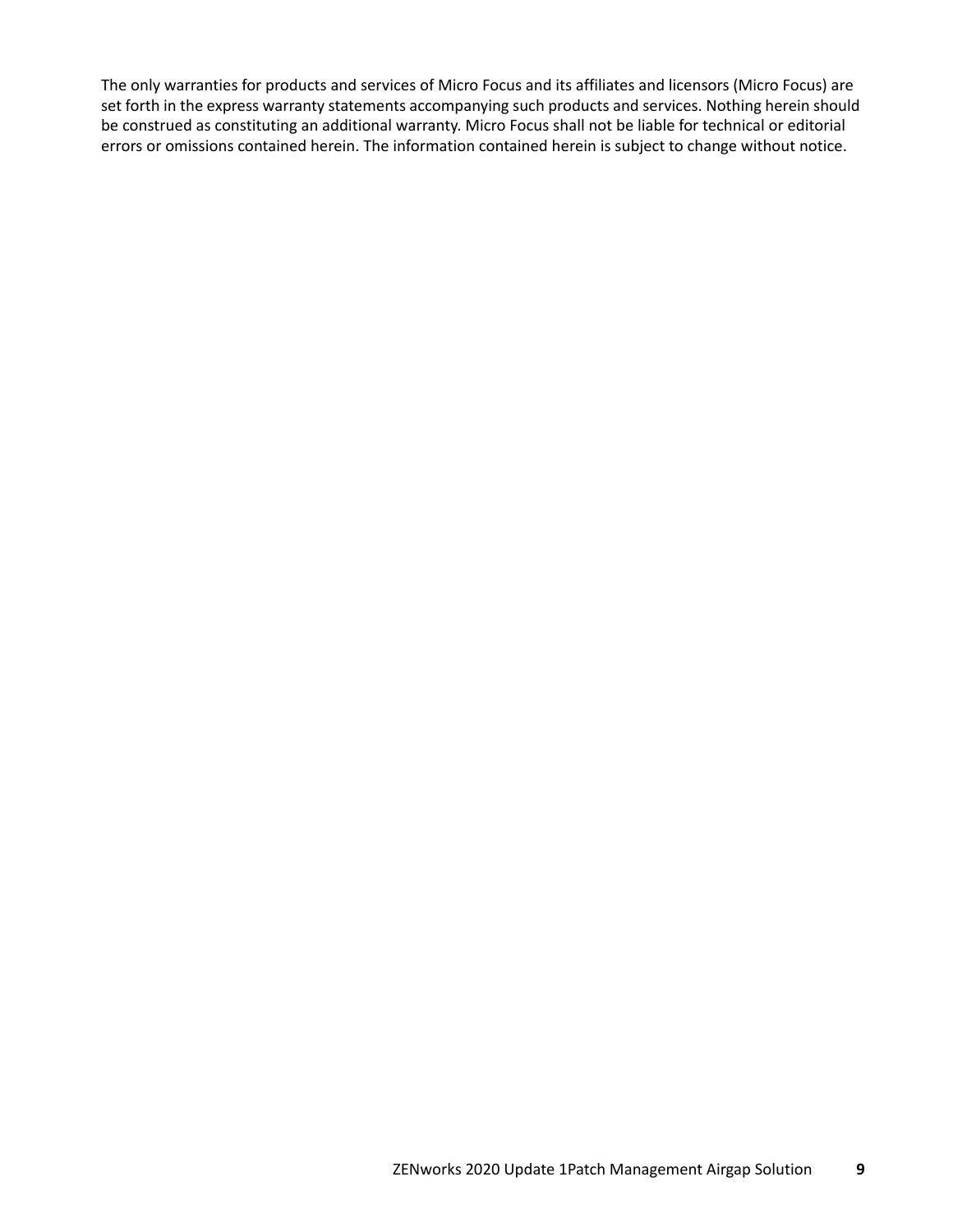The only warranties for products and services of Micro Focus and its affiliates and licensors (Micro Focus) are set forth in the express warranty statements accompanying such products and services. Nothing herein should be construed as constituting an additional warranty. Micro Focus shall not be liable for technical or editorial errors or omissions contained herein. The information contained herein is subject to change without notice.